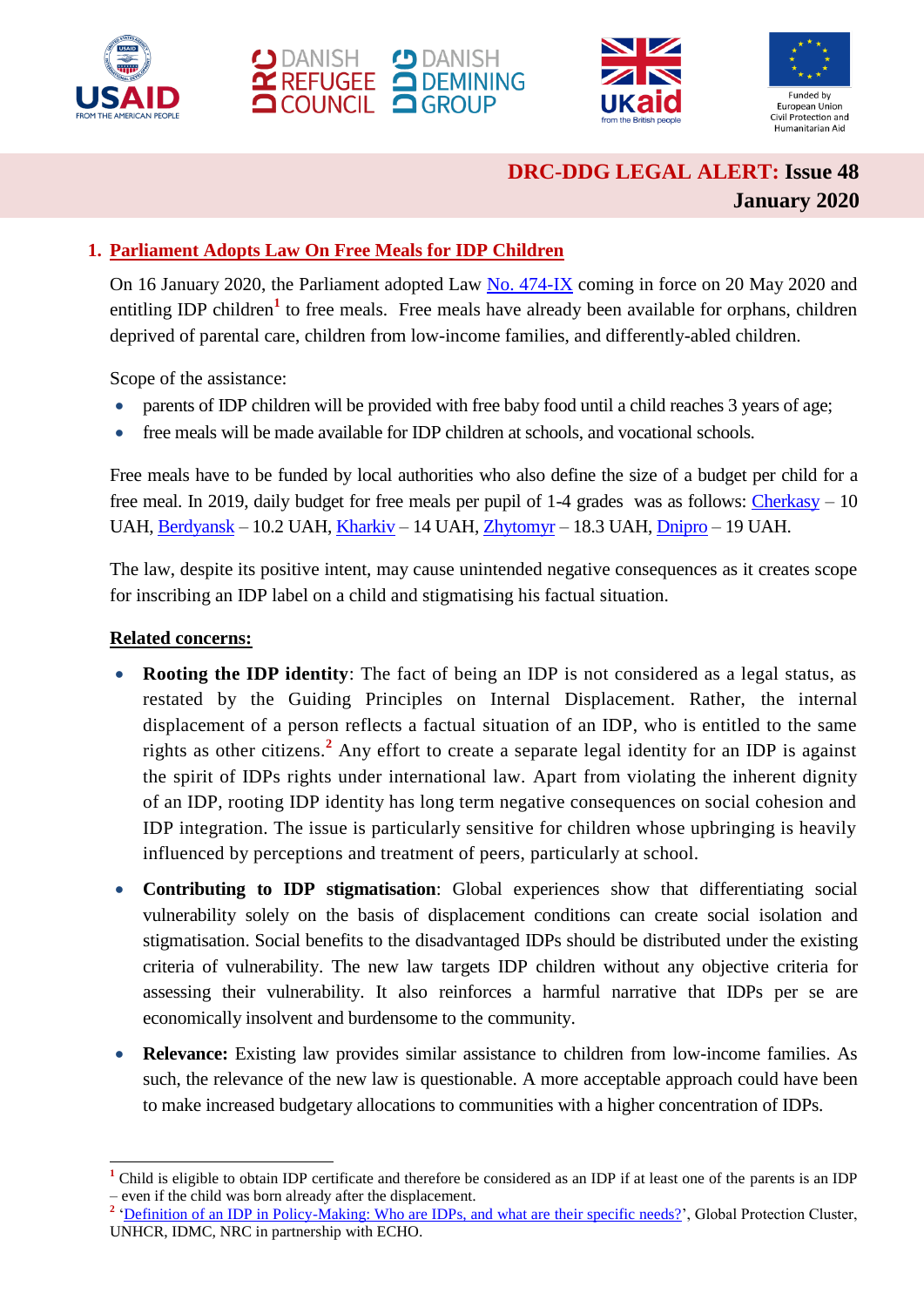**DRC-DDG LEGAL ALERT: Issue 48**
**January 2020**

## 1. Parliament Adopts Law On Free Meals for IDP Children

On 16 January 2020, the Parliament adopted Law No. 474-IX coming in force on 20 May 2020 and entitling IDP children[1] to free meals. Free meals have already been available for orphans, children deprived of parental care, children from low-income families, and differently-abled children.

Scope of the assistance:

- parents of IDP children will be provided with free baby food until a child reaches 3 years of age;
- free meals will be made available for IDP children at schools, and vocational schools.

Free meals have to be funded by local authorities who also define the size of a budget per child for a free meal. In 2019, daily budget for free meals per pupil of 1-4 grades was as follows: Cherkasy – 10 UAH, Berdyansk – 10.2 UAH, Kharkiv – 14 UAH, Zhytomyr – 18.3 UAH, Dnipro – 19 UAH.

The law, despite its positive intent, may cause unintended negative consequences as it creates scope for inscribing an IDP label on a child and stigmatising his factual situation.

**Related concerns:**

- **Rooting the IDP identity**: The fact of being an IDP is not considered as a legal status, as restated by the Guiding Principles on Internal Displacement. Rather, the internal displacement of a person reflects a factual situation of an IDP, who is entitled to the same rights as other citizens.[2] Any effort to create a separate legal identity for an IDP is against the spirit of IDPs rights under international law. Apart from violating the inherent dignity of an IDP, rooting IDP identity has long term negative consequences on social cohesion and IDP integration. The issue is particularly sensitive for children whose upbringing is heavily influenced by perceptions and treatment of peers, particularly at school.
- **Contributing to IDP stigmatisation**: Global experiences show that differentiating social vulnerability solely on the basis of displacement conditions can create social isolation and stigmatisation. Social benefits to the disadvantaged IDPs should be distributed under the existing criteria of vulnerability. The new law targets IDP children without any objective criteria for assessing their vulnerability. It also reinforces a harmful narrative that IDPs per se are economically insolvent and burdensome to the community.
- **Relevance:** Existing law provides similar assistance to children from low-income families. As such, the relevance of the new law is questionable. A more acceptable approach could have been to make increased budgetary allocations to communities with a higher concentration of IDPs.

---

[1] Child is eligible to obtain IDP certificate and therefore be considered as an IDP if at least one of the parents is an IDP – even if the child was born already after the displacement.

[2] 'Definition of an IDP in Policy-Making: Who are IDPs, and what are their specific needs?', Global Protection Cluster, UNHCR, IDMC, NRC in partnership with ECHO.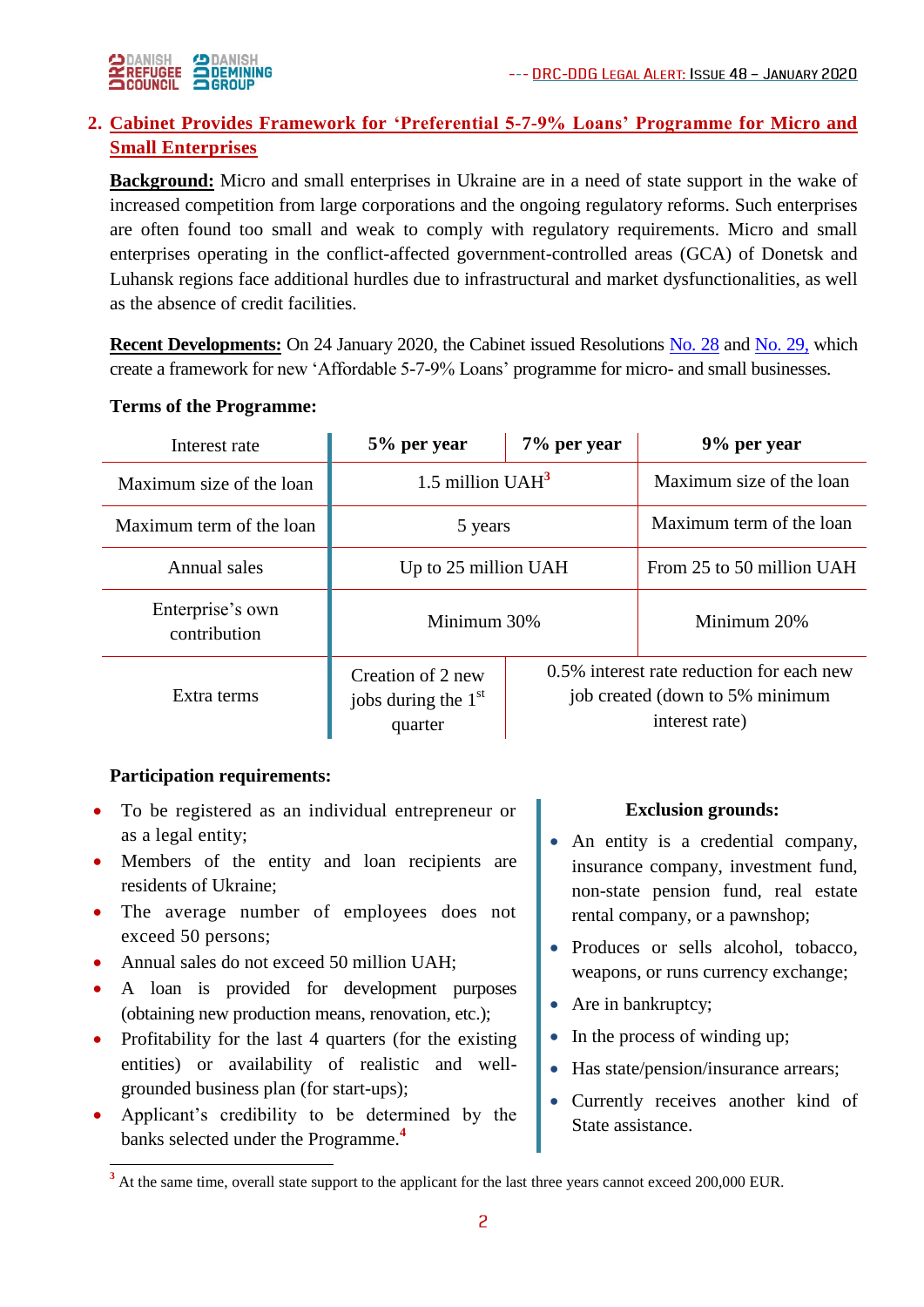## 2. Cabinet Provides Framework for 'Preferential 5-7-9% Loans' Programme for Micro and Small Enterprises

**Background:** Micro and small enterprises in Ukraine are in a need of state support in the wake of increased competition from large corporations and the ongoing regulatory reforms. Such enterprises are often found too small and weak to comply with regulatory requirements. Micro and small enterprises operating in the conflict-affected government-controlled areas (GCA) of Donetsk and Luhansk regions face additional hurdles due to infrastructural and market dysfunctionalities, as well as the absence of credit facilities.

**Recent Developments:** On 24 January 2020, the Cabinet issued Resolutions No. 28 and No. 29, which create a framework for new 'Affordable 5-7-9% Loans' programme for micro- and small businesses.

**Terms of the Programme:**

| Interest rate | **5% per year** | **7% per year** | **9% per year** |
|---|---|---|---|
| Maximum size of the loan | 1.5 million UAH[3] | | Maximum size of the loan |
| Maximum term of the loan | 5 years | | Maximum term of the loan |
| Annual sales | Up to 25 million UAH | | From 25 to 50 million UAH |
| Enterprise's own contribution | Minimum 30% | | Minimum 20% |
| Extra terms | Creation of 2 new jobs during the 1st quarter | 0.5% interest rate reduction for each new job created (down to 5% minimum interest rate) | |

**Participation requirements:**

- To be registered as an individual entrepreneur or as a legal entity;
- Members of the entity and loan recipients are residents of Ukraine;
- The average number of employees does not exceed 50 persons;
- Annual sales do not exceed 50 million UAH;
- A loan is provided for development purposes (obtaining new production means, renovation, etc.);
- Profitability for the last 4 quarters (for the existing entities) or availability of realistic and well-grounded business plan (for start-ups);
- Applicant's credibility to be determined by the banks selected under the Programme.[4]

**Exclusion grounds:**

- An entity is a credential company, insurance company, investment fund, non-state pension fund, real estate rental company, or a pawnshop;
- Produces or sells alcohol, tobacco, weapons, or runs currency exchange;
- Are in bankruptcy;
- In the process of winding up;
- Has state/pension/insurance arrears;
- Currently receives another kind of State assistance.

[3] At the same time, overall state support to the applicant for the last three years cannot exceed 200,000 EUR.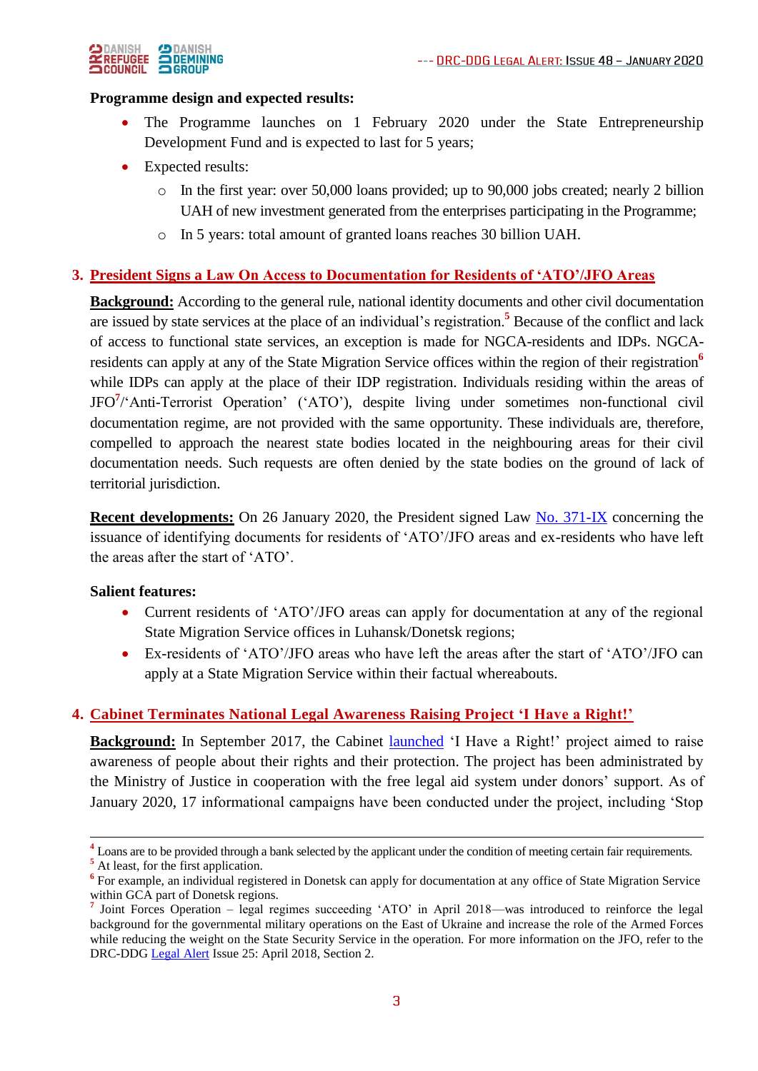**Programme design and expected results:**

- The Programme launches on 1 February 2020 under the State Entrepreneurship Development Fund and is expected to last for 5 years;
- Expected results:
    - In the first year: over 50,000 loans provided; up to 90,000 jobs created; nearly 2 billion UAH of new investment generated from the enterprises participating in the Programme;
    - In 5 years: total amount of granted loans reaches 30 billion UAH.

## 3. President Signs a Law On Access to Documentation for Residents of 'ATO'/JFO Areas

**Background:** According to the general rule, national identity documents and other civil documentation are issued by state services at the place of an individual's registration.[5] Because of the conflict and lack of access to functional state services, an exception is made for NGCA-residents and IDPs. NGCA-residents can apply at any of the State Migration Service offices within the region of their registration[6] while IDPs can apply at the place of their IDP registration. Individuals residing within the areas of JFO[7]/'Anti-Terrorist Operation' ('ATO'), despite living under sometimes non-functional civil documentation regime, are not provided with the same opportunity. These individuals are, therefore, compelled to approach the nearest state bodies located in the neighbouring areas for their civil documentation needs. Such requests are often denied by the state bodies on the ground of lack of territorial jurisdiction.

**Recent developments:** On 26 January 2020, the President signed Law No. 371-IX concerning the issuance of identifying documents for residents of 'ATO'/JFO areas and ex-residents who have left the areas after the start of 'ATO'.

**Salient features:**

- Current residents of 'ATO'/JFO areas can apply for documentation at any of the regional State Migration Service offices in Luhansk/Donetsk regions;
- Ex-residents of 'ATO'/JFO areas who have left the areas after the start of 'ATO'/JFO can apply at a State Migration Service within their factual whereabouts.

## 4. Cabinet Terminates National Legal Awareness Raising Project 'I Have a Right!'

**Background:** In September 2017, the Cabinet launched 'I Have a Right!' project aimed to raise awareness of people about their rights and their protection. The project has been administrated by the Ministry of Justice in cooperation with the free legal aid system under donors' support. As of January 2020, 17 informational campaigns have been conducted under the project, including 'Stop

---

[4] Loans are to be provided through a bank selected by the applicant under the condition of meeting certain fair requirements.

[5] At least, for the first application.

[6] For example, an individual registered in Donetsk can apply for documentation at any office of State Migration Service within GCA part of Donetsk regions.

[7] Joint Forces Operation – legal regimes succeeding 'ATO' in April 2018—was introduced to reinforce the legal background for the governmental military operations on the East of Ukraine and increase the role of the Armed Forces while reducing the weight on the State Security Service in the operation. For more information on the JFO, refer to the DRC-DDG Legal Alert Issue 25: April 2018, Section 2.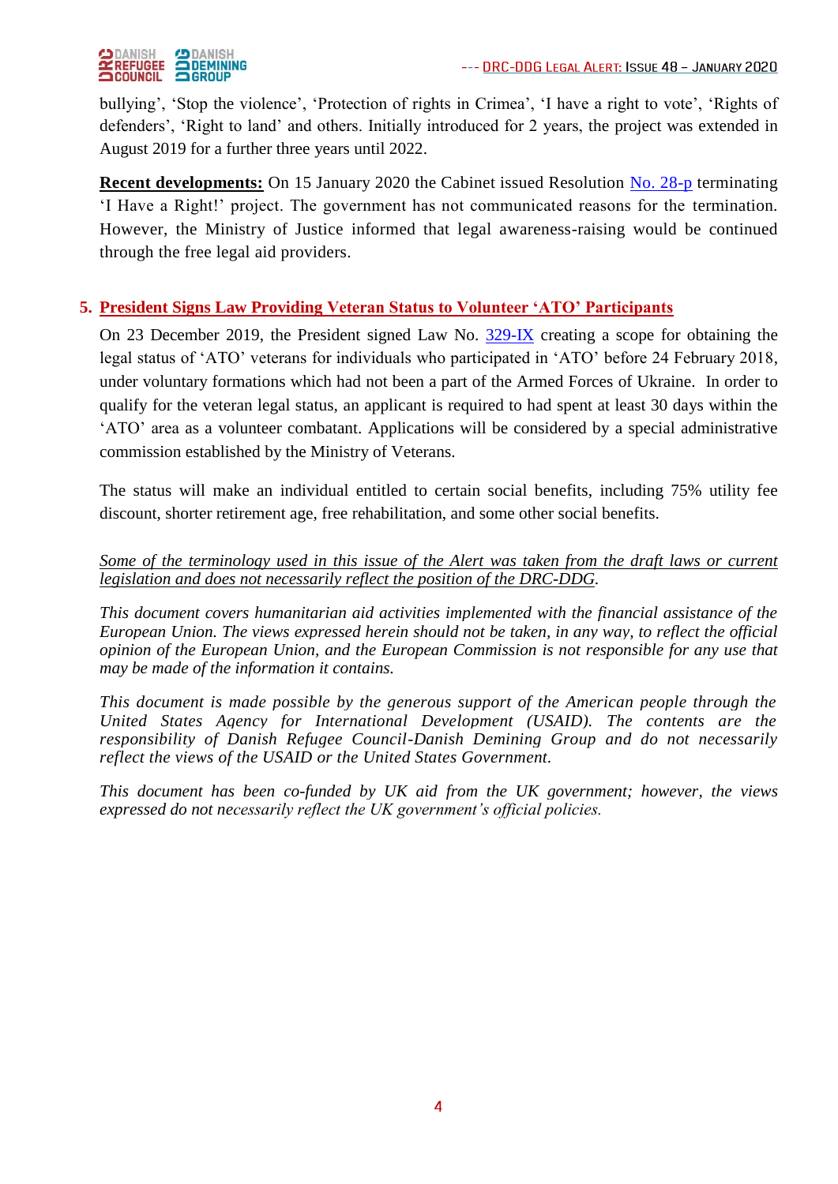bullying', 'Stop the violence', 'Protection of rights in Crimea', 'I have a right to vote', 'Rights of defenders', 'Right to land' and others. Initially introduced for 2 years, the project was extended in August 2019 for a further three years until 2022.

**Recent developments:** On 15 January 2020 the Cabinet issued Resolution No. 28-p terminating 'I Have a Right!' project. The government has not communicated reasons for the termination. However, the Ministry of Justice informed that legal awareness-raising would be continued through the free legal aid providers.

## 5. President Signs Law Providing Veteran Status to Volunteer 'ATO' Participants

On 23 December 2019, the President signed Law No. 329-IX creating a scope for obtaining the legal status of 'ATO' veterans for individuals who participated in 'ATO' before 24 February 2018, under voluntary formations which had not been a part of the Armed Forces of Ukraine. In order to qualify for the veteran legal status, an applicant is required to had spent at least 30 days within the 'ATO' area as a volunteer combatant. Applications will be considered by a special administrative commission established by the Ministry of Veterans.

The status will make an individual entitled to certain social benefits, including 75% utility fee discount, shorter retirement age, free rehabilitation, and some other social benefits.

*Some of the terminology used in this issue of the Alert was taken from the draft laws or current legislation and does not necessarily reflect the position of the DRC-DDG.*

*This document covers humanitarian aid activities implemented with the financial assistance of the European Union. The views expressed herein should not be taken, in any way, to reflect the official opinion of the European Union, and the European Commission is not responsible for any use that may be made of the information it contains.*

*This document is made possible by the generous support of the American people through the United States Agency for International Development (USAID). The contents are the responsibility of Danish Refugee Council-Danish Demining Group and do not necessarily reflect the views of the USAID or the United States Government.*

*This document has been co-funded by UK aid from the UK government; however, the views expressed do not necessarily reflect the UK government's official policies.*